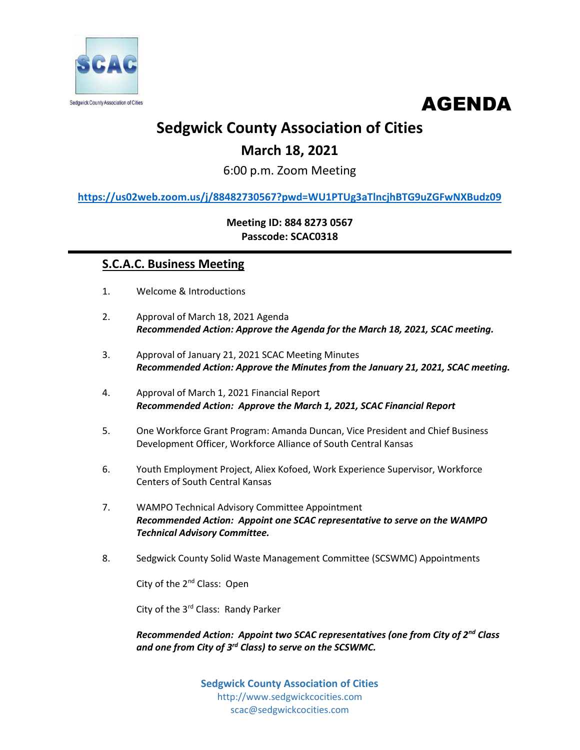SCAC

Sedgwick County Association of Cities

# AGENDA

## Sedgwick County Association of Cities

### March 18, 2021

6:00 p.m. Zoom Meeting

**https://us02web.zoom.us/j/88482730567?pwd=WU1PTUg3aTlncjhBTG9uZGFwNXBudz09**

**Meeting ID: 884 8273 0567**
**Passcode: SCAC0318**

---

## S.C.A.C. Business Meeting

1. Welcome & Introductions

2. Approval of March 18, 2021 Agenda
   ***Recommended Action: Approve the Agenda for the March 18, 2021, SCAC meeting.***

3. Approval of January 21, 2021 SCAC Meeting Minutes
   ***Recommended Action: Approve the Minutes from the January 21, 2021, SCAC meeting.***

4. Approval of March 1, 2021 Financial Report
   ***Recommended Action: Approve the March 1, 2021, SCAC Financial Report***

5. One Workforce Grant Program: Amanda Duncan, Vice President and Chief Business Development Officer, Workforce Alliance of South Central Kansas

6. Youth Employment Project, Aliex Kofoed, Work Experience Supervisor, Workforce Centers of South Central Kansas

7. WAMPO Technical Advisory Committee Appointment
   ***Recommended Action: Appoint one SCAC representative to serve on the WAMPO Technical Advisory Committee.***

8. Sedgwick County Solid Waste Management Committee (SCSWMC) Appointments

   City of the 2nd Class: Open

   City of the 3rd Class: Randy Parker

   ***Recommended Action: Appoint two SCAC representatives (one from City of 2nd Class and one from City of 3rd Class) to serve on the SCSWMC.***

**Sedgwick County Association of Cities**
http://www.sedgwickcocities.com
scac@sedgwickcocities.com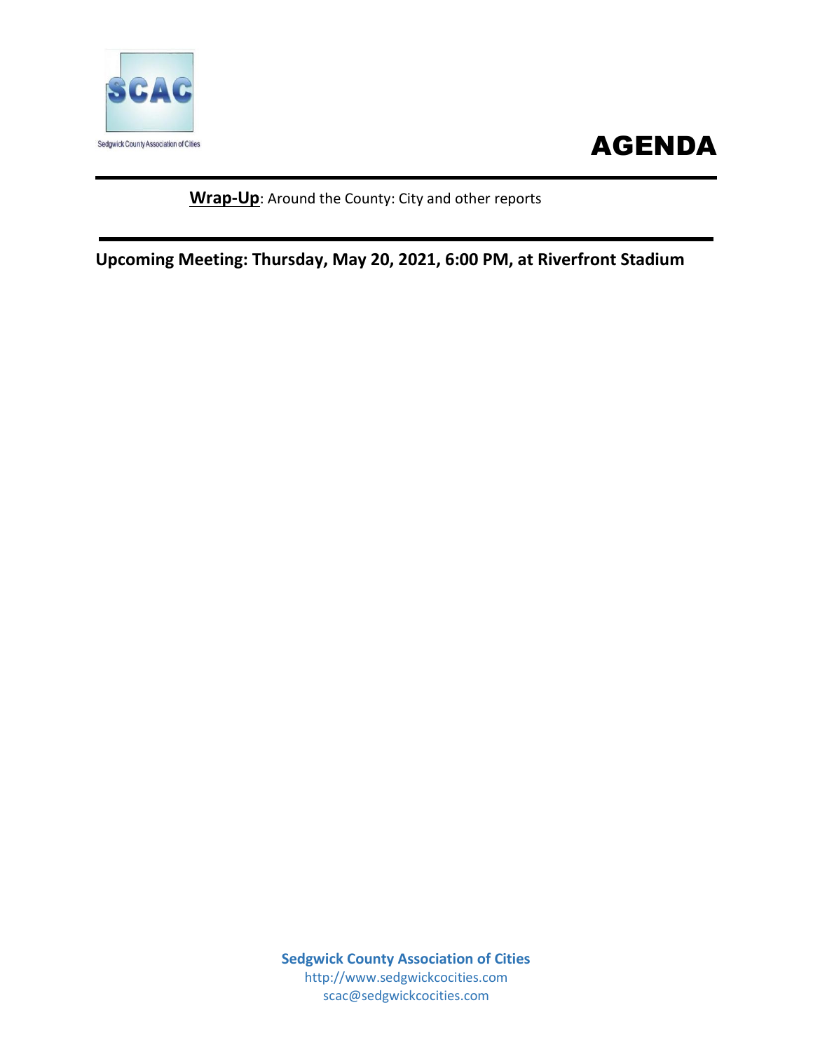Sedgwick County Association of Cities

# AGENDA

---

**Wrap-Up**: Around the County: City and other reports

---

**Upcoming Meeting: Thursday, May 20, 2021, 6:00 PM, at Riverfront Stadium**

**Sedgwick County Association of Cities**
http://www.sedgwickcocities.com
scac@sedgwickcocities.com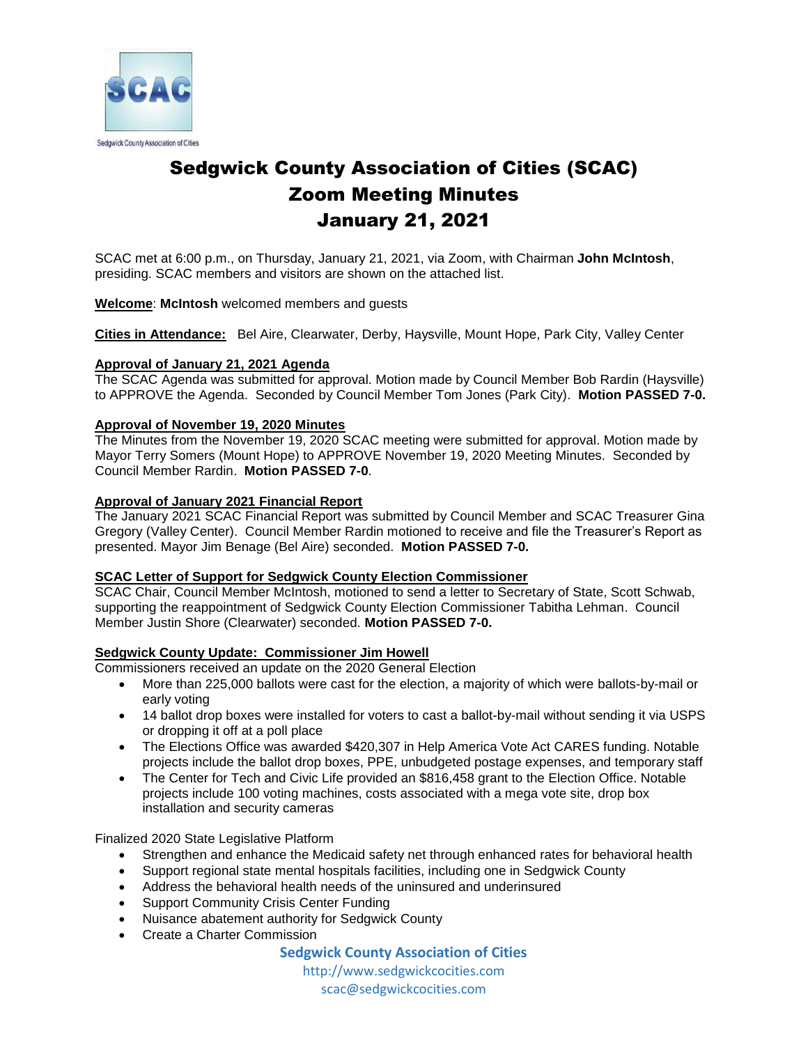Sedgwick County Association of Cities

# Sedgwick County Association of Cities (SCAC)
# Zoom Meeting Minutes
# January 21, 2021

SCAC met at 6:00 p.m., on Thursday, January 21, 2021, via Zoom, with Chairman **John McIntosh**, presiding. SCAC members and visitors are shown on the attached list.

**Welcome**: **McIntosh** welcomed members and guests

**Cities in Attendance:** Bel Aire, Clearwater, Derby, Haysville, Mount Hope, Park City, Valley Center

**Approval of January 21, 2021 Agenda**
The SCAC Agenda was submitted for approval. Motion made by Council Member Bob Rardin (Haysville) to APPROVE the Agenda. Seconded by Council Member Tom Jones (Park City). **Motion PASSED 7-0.**

**Approval of November 19, 2020 Minutes**
The Minutes from the November 19, 2020 SCAC meeting were submitted for approval. Motion made by Mayor Terry Somers (Mount Hope) to APPROVE November 19, 2020 Meeting Minutes. Seconded by Council Member Rardin. **Motion PASSED 7-0**.

**Approval of January 2021 Financial Report**
The January 2021 SCAC Financial Report was submitted by Council Member and SCAC Treasurer Gina Gregory (Valley Center). Council Member Rardin motioned to receive and file the Treasurer's Report as presented. Mayor Jim Benage (Bel Aire) seconded. **Motion PASSED 7-0.**

**SCAC Letter of Support for Sedgwick County Election Commissioner**
SCAC Chair, Council Member McIntosh, motioned to send a letter to Secretary of State, Scott Schwab, supporting the reappointment of Sedgwick County Election Commissioner Tabitha Lehman. Council Member Justin Shore (Clearwater) seconded. **Motion PASSED 7-0.**

**Sedgwick County Update: Commissioner Jim Howell**
Commissioners received an update on the 2020 General Election

- More than 225,000 ballots were cast for the election, a majority of which were ballots-by-mail or early voting
- 14 ballot drop boxes were installed for voters to cast a ballot-by-mail without sending it via USPS or dropping it off at a poll place
- The Elections Office was awarded $420,307 in Help America Vote Act CARES funding. Notable projects include the ballot drop boxes, PPE, unbudgeted postage expenses, and temporary staff
- The Center for Tech and Civic Life provided an $816,458 grant to the Election Office. Notable projects include 100 voting machines, costs associated with a mega vote site, drop box installation and security cameras

Finalized 2020 State Legislative Platform

- Strengthen and enhance the Medicaid safety net through enhanced rates for behavioral health
- Support regional state mental hospitals facilities, including one in Sedgwick County
- Address the behavioral health needs of the uninsured and underinsured
- Support Community Crisis Center Funding
- Nuisance abatement authority for Sedgwick County
- Create a Charter Commission

**Sedgwick County Association of Cities**
http://www.sedgwickcocities.com
scac@sedgwickcocities.com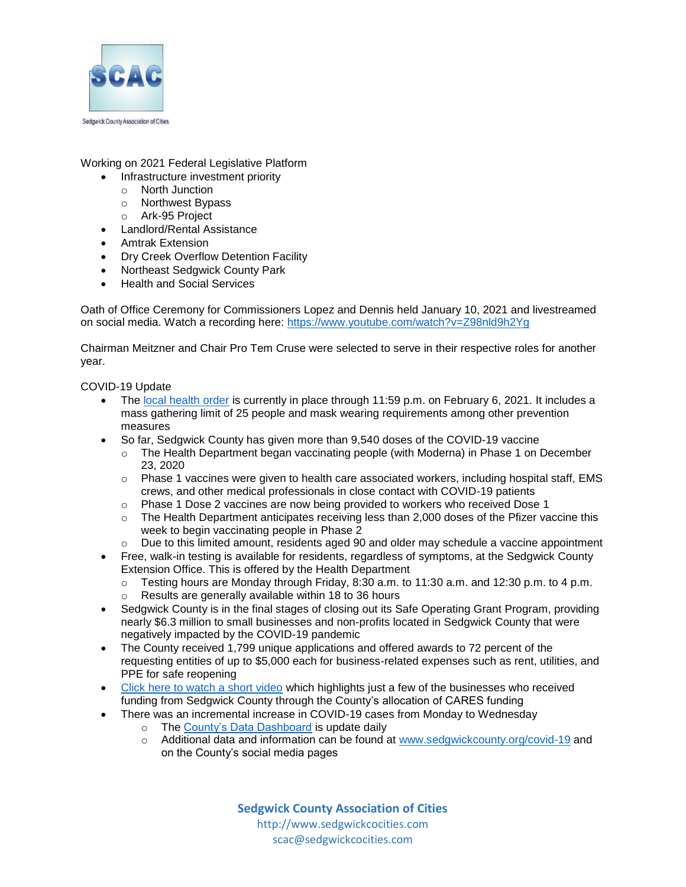Working on 2021 Federal Legislative Platform

- Infrastructure investment priority
  - North Junction
  - Northwest Bypass
  - Ark-95 Project
- Landlord/Rental Assistance
- Amtrak Extension
- Dry Creek Overflow Detention Facility
- Northeast Sedgwick County Park
- Health and Social Services

Oath of Office Ceremony for Commissioners Lopez and Dennis held January 10, 2021 and livestreamed on social media. Watch a recording here: https://www.youtube.com/watch?v=Z98nld9h2Yg

Chairman Meitzner and Chair Pro Tem Cruse were selected to serve in their respective roles for another year.

COVID-19 Update

- The local health order is currently in place through 11:59 p.m. on February 6, 2021. It includes a mass gathering limit of 25 people and mask wearing requirements among other prevention measures
- So far, Sedgwick County has given more than 9,540 doses of the COVID-19 vaccine
  - The Health Department began vaccinating people (with Moderna) in Phase 1 on December 23, 2020
  - Phase 1 vaccines were given to health care associated workers, including hospital staff, EMS crews, and other medical professionals in close contact with COVID-19 patients
  - Phase 1 Dose 2 vaccines are now being provided to workers who received Dose 1
  - The Health Department anticipates receiving less than 2,000 doses of the Pfizer vaccine this week to begin vaccinating people in Phase 2
  - Due to this limited amount, residents aged 90 and older may schedule a vaccine appointment
- Free, walk-in testing is available for residents, regardless of symptoms, at the Sedgwick County Extension Office. This is offered by the Health Department
  - Testing hours are Monday through Friday, 8:30 a.m. to 11:30 a.m. and 12:30 p.m. to 4 p.m.
  - Results are generally available within 18 to 36 hours
- Sedgwick County is in the final stages of closing out its Safe Operating Grant Program, providing nearly $6.3 million to small businesses and non-profits located in Sedgwick County that were negatively impacted by the COVID-19 pandemic
- The County received 1,799 unique applications and offered awards to 72 percent of the requesting entities of up to $5,000 each for business-related expenses such as rent, utilities, and PPE for safe reopening
- Click here to watch a short video which highlights just a few of the businesses who received funding from Sedgwick County through the County's allocation of CARES funding
- There was an incremental increase in COVID-19 cases from Monday to Wednesday
  - The County's Data Dashboard is update daily
  - Additional data and information can be found at www.sedgwickcounty.org/covid-19 and on the County's social media pages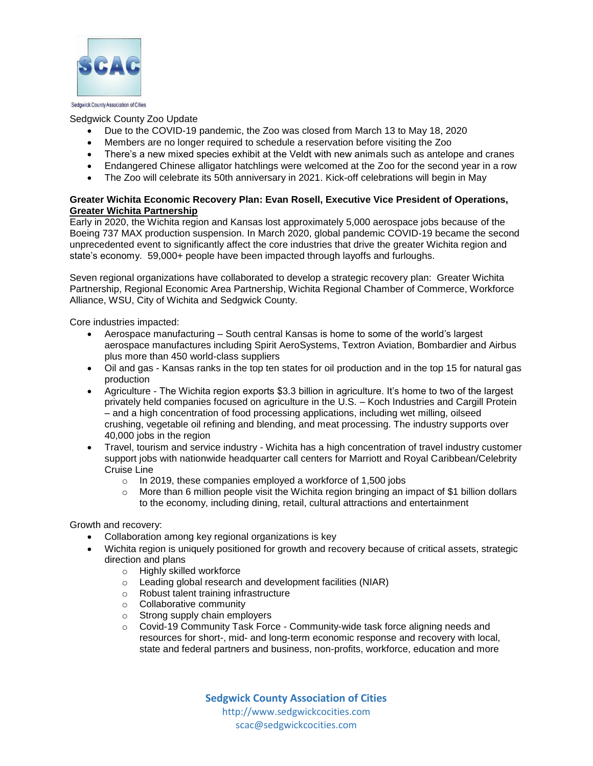Sedgwick County Zoo Update

- Due to the COVID-19 pandemic, the Zoo was closed from March 13 to May 18, 2020
- Members are no longer required to schedule a reservation before visiting the Zoo
- There's a new mixed species exhibit at the Veldt with new animals such as antelope and cranes
- Endangered Chinese alligator hatchlings were welcomed at the Zoo for the second year in a row
- The Zoo will celebrate its 50th anniversary in 2021. Kick-off celebrations will begin in May

**Greater Wichita Economic Recovery Plan: Evan Rosell, Executive Vice President of Operations, Greater Wichita Partnership**

Early in 2020, the Wichita region and Kansas lost approximately 5,000 aerospace jobs because of the Boeing 737 MAX production suspension. In March 2020, global pandemic COVID-19 became the second unprecedented event to significantly affect the core industries that drive the greater Wichita region and state's economy. 59,000+ people have been impacted through layoffs and furloughs.

Seven regional organizations have collaborated to develop a strategic recovery plan: Greater Wichita Partnership, Regional Economic Area Partnership, Wichita Regional Chamber of Commerce, Workforce Alliance, WSU, City of Wichita and Sedgwick County.

Core industries impacted:

- Aerospace manufacturing – South central Kansas is home to some of the world's largest aerospace manufactures including Spirit AeroSystems, Textron Aviation, Bombardier and Airbus plus more than 450 world-class suppliers
- Oil and gas - Kansas ranks in the top ten states for oil production and in the top 15 for natural gas production
- Agriculture - The Wichita region exports $3.3 billion in agriculture. It's home to two of the largest privately held companies focused on agriculture in the U.S. – Koch Industries and Cargill Protein – and a high concentration of food processing applications, including wet milling, oilseed crushing, vegetable oil refining and blending, and meat processing. The industry supports over 40,000 jobs in the region
- Travel, tourism and service industry - Wichita has a high concentration of travel industry customer support jobs with nationwide headquarter call centers for Marriott and Royal Caribbean/Celebrity Cruise Line
    - In 2019, these companies employed a workforce of 1,500 jobs
    - More than 6 million people visit the Wichita region bringing an impact of $1 billion dollars to the economy, including dining, retail, cultural attractions and entertainment

Growth and recovery:

- Collaboration among key regional organizations is key
- Wichita region is uniquely positioned for growth and recovery because of critical assets, strategic direction and plans
    - Highly skilled workforce
    - Leading global research and development facilities (NIAR)
    - Robust talent training infrastructure
    - Collaborative community
    - Strong supply chain employers
    - Covid-19 Community Task Force - Community-wide task force aligning needs and resources for short-, mid- and long-term economic response and recovery with local, state and federal partners and business, non-profits, workforce, education and more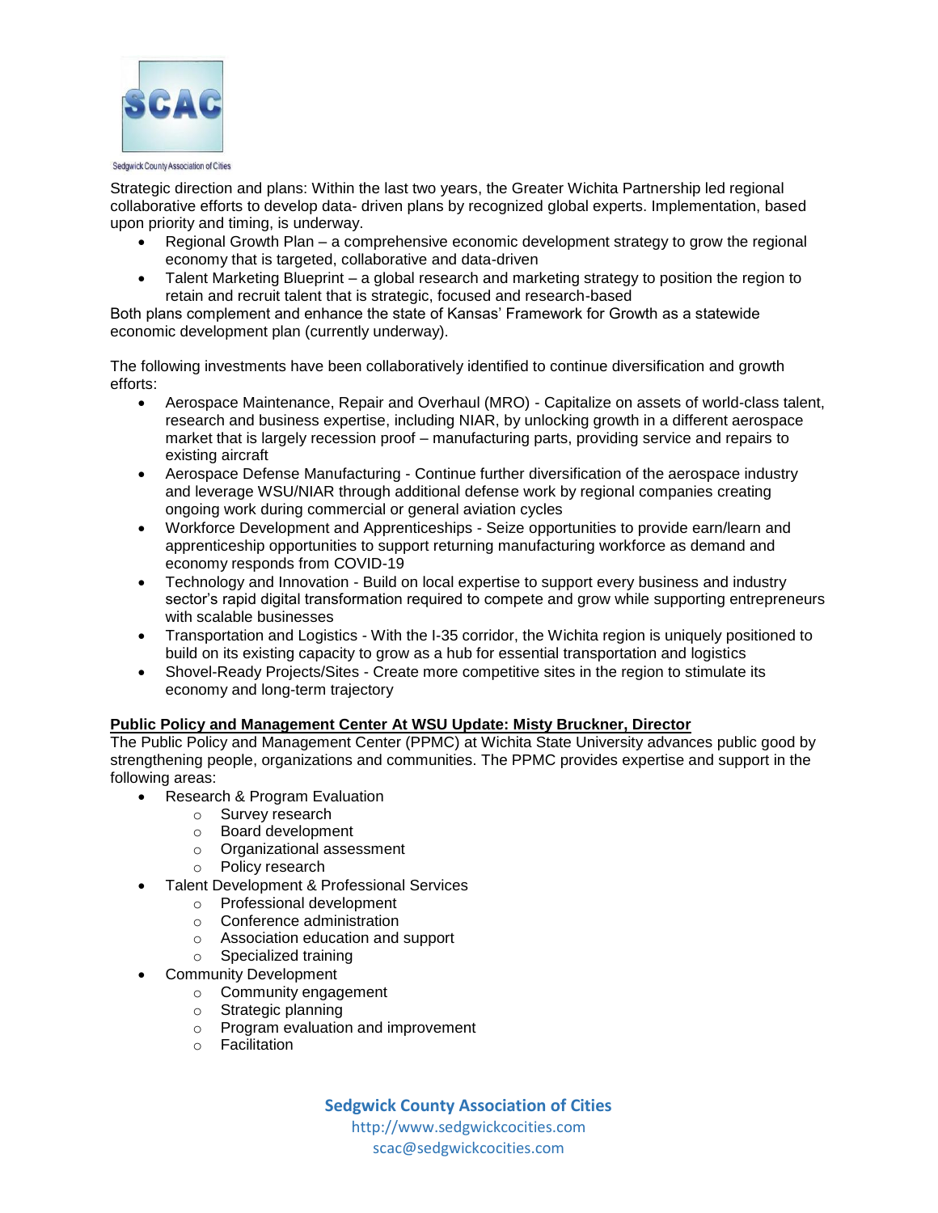Strategic direction and plans: Within the last two years, the Greater Wichita Partnership led regional collaborative efforts to develop data- driven plans by recognized global experts. Implementation, based upon priority and timing, is underway.

- Regional Growth Plan – a comprehensive economic development strategy to grow the regional economy that is targeted, collaborative and data-driven
- Talent Marketing Blueprint – a global research and marketing strategy to position the region to retain and recruit talent that is strategic, focused and research-based

Both plans complement and enhance the state of Kansas' Framework for Growth as a statewide economic development plan (currently underway).

The following investments have been collaboratively identified to continue diversification and growth efforts:

- Aerospace Maintenance, Repair and Overhaul (MRO) - Capitalize on assets of world-class talent, research and business expertise, including NIAR, by unlocking growth in a different aerospace market that is largely recession proof – manufacturing parts, providing service and repairs to existing aircraft
- Aerospace Defense Manufacturing - Continue further diversification of the aerospace industry and leverage WSU/NIAR through additional defense work by regional companies creating ongoing work during commercial or general aviation cycles
- Workforce Development and Apprenticeships - Seize opportunities to provide earn/learn and apprenticeship opportunities to support returning manufacturing workforce as demand and economy responds from COVID-19
- Technology and Innovation - Build on local expertise to support every business and industry sector's rapid digital transformation required to compete and grow while supporting entrepreneurs with scalable businesses
- Transportation and Logistics - With the I-35 corridor, the Wichita region is uniquely positioned to build on its existing capacity to grow as a hub for essential transportation and logistics
- Shovel-Ready Projects/Sites - Create more competitive sites in the region to stimulate its economy and long-term trajectory

**Public Policy and Management Center At WSU Update: Misty Bruckner, Director**

The Public Policy and Management Center (PPMC) at Wichita State University advances public good by strengthening people, organizations and communities. The PPMC provides expertise and support in the following areas:

- Research & Program Evaluation
  - Survey research
  - Board development
  - Organizational assessment
  - Policy research
- Talent Development & Professional Services
  - Professional development
  - Conference administration
  - Association education and support
  - Specialized training
- Community Development
  - Community engagement
  - Strategic planning
  - Program evaluation and improvement
  - Facilitation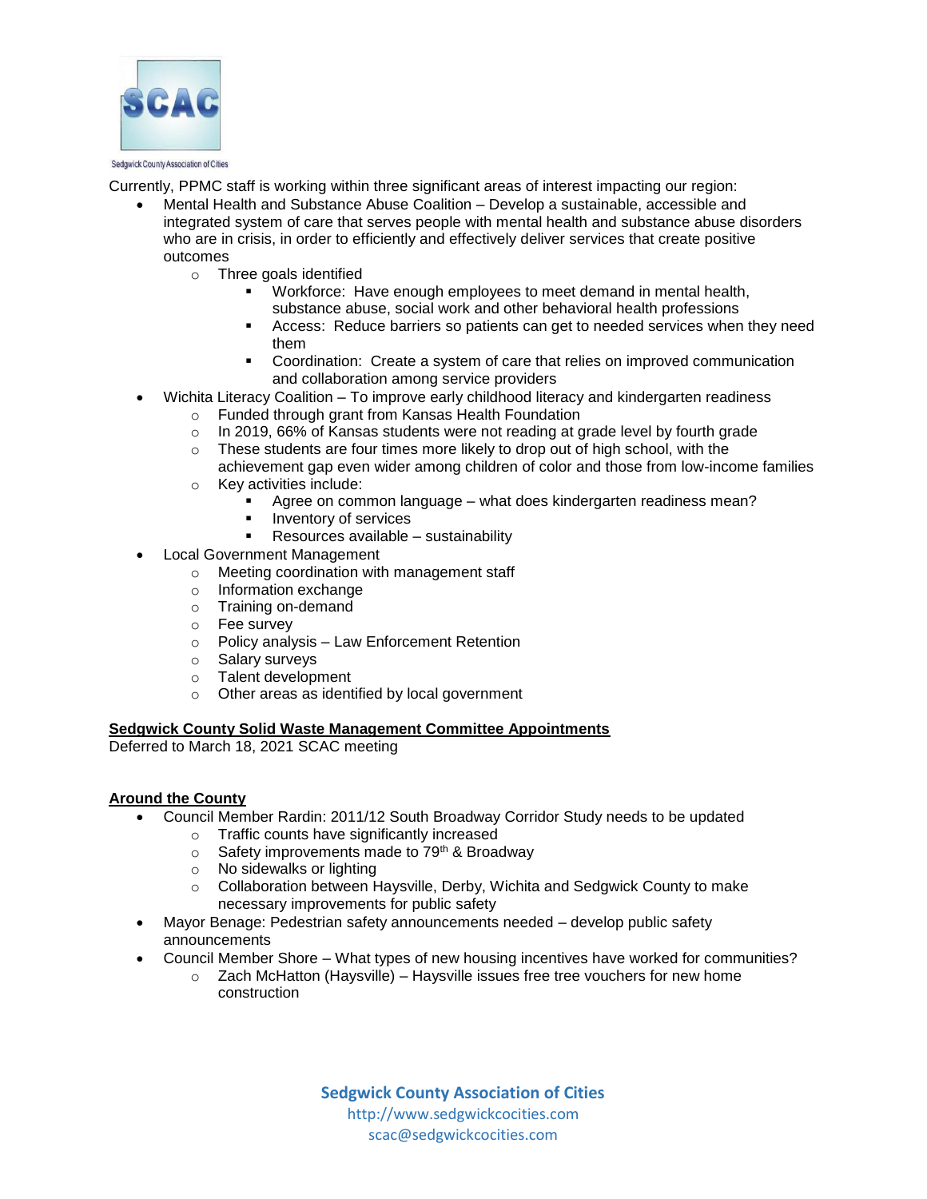Currently, PPMC staff is working within three significant areas of interest impacting our region:

- Mental Health and Substance Abuse Coalition – Develop a sustainable, accessible and integrated system of care that serves people with mental health and substance abuse disorders who are in crisis, in order to efficiently and effectively deliver services that create positive outcomes
    - Three goals identified
        - Workforce: Have enough employees to meet demand in mental health, substance abuse, social work and other behavioral health professions
        - Access: Reduce barriers so patients can get to needed services when they need them
        - Coordination: Create a system of care that relies on improved communication and collaboration among service providers
- Wichita Literacy Coalition – To improve early childhood literacy and kindergarten readiness
    - Funded through grant from Kansas Health Foundation
    - In 2019, 66% of Kansas students were not reading at grade level by fourth grade
    - These students are four times more likely to drop out of high school, with the achievement gap even wider among children of color and those from low-income families
    - Key activities include:
        - Agree on common language – what does kindergarten readiness mean?
        - Inventory of services
        - Resources available – sustainability
- Local Government Management
    - Meeting coordination with management staff
    - Information exchange
    - Training on-demand
    - Fee survey
    - Policy analysis – Law Enforcement Retention
    - Salary surveys
    - Talent development
    - Other areas as identified by local government

**Sedgwick County Solid Waste Management Committee Appointments**

Deferred to March 18, 2021 SCAC meeting

**Around the County**

- Council Member Rardin: 2011/12 South Broadway Corridor Study needs to be updated
    - Traffic counts have significantly increased
    - Safety improvements made to 79th & Broadway
    - No sidewalks or lighting
    - Collaboration between Haysville, Derby, Wichita and Sedgwick County to make necessary improvements for public safety
- Mayor Benage: Pedestrian safety announcements needed – develop public safety announcements
- Council Member Shore – What types of new housing incentives have worked for communities?
    - Zach McHatton (Haysville) – Haysville issues free tree vouchers for new home construction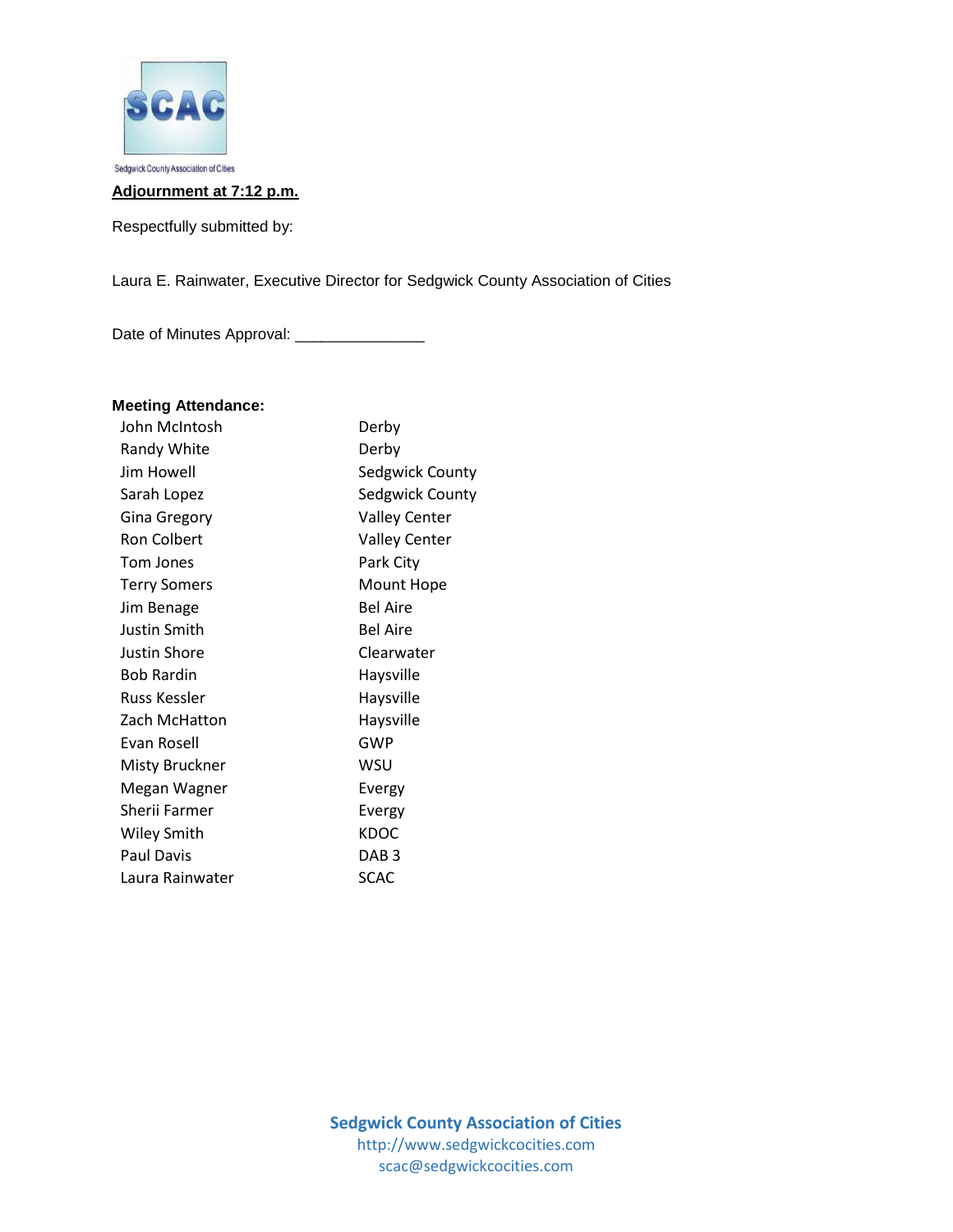**Adjournment at 7:12 p.m.**

Respectfully submitted by:

Laura E. Rainwater, Executive Director for Sedgwick County Association of Cities

Date of Minutes Approval: _______________

**Meeting Attendance:**

| | |
|---|---|
| John McIntosh | Derby |
| Randy White | Derby |
| Jim Howell | Sedgwick County |
| Sarah Lopez | Sedgwick County |
| Gina Gregory | Valley Center |
| Ron Colbert | Valley Center |
| Tom Jones | Park City |
| Terry Somers | Mount Hope |
| Jim Benage | Bel Aire |
| Justin Smith | Bel Aire |
| Justin Shore | Clearwater |
| Bob Rardin | Haysville |
| Russ Kessler | Haysville |
| Zach McHatton | Haysville |
| Evan Rosell | GWP |
| Misty Bruckner | WSU |
| Megan Wagner | Evergy |
| Sherii Farmer | Evergy |
| Wiley Smith | KDOC |
| Paul Davis | DAB 3 |
| Laura Rainwater | SCAC |